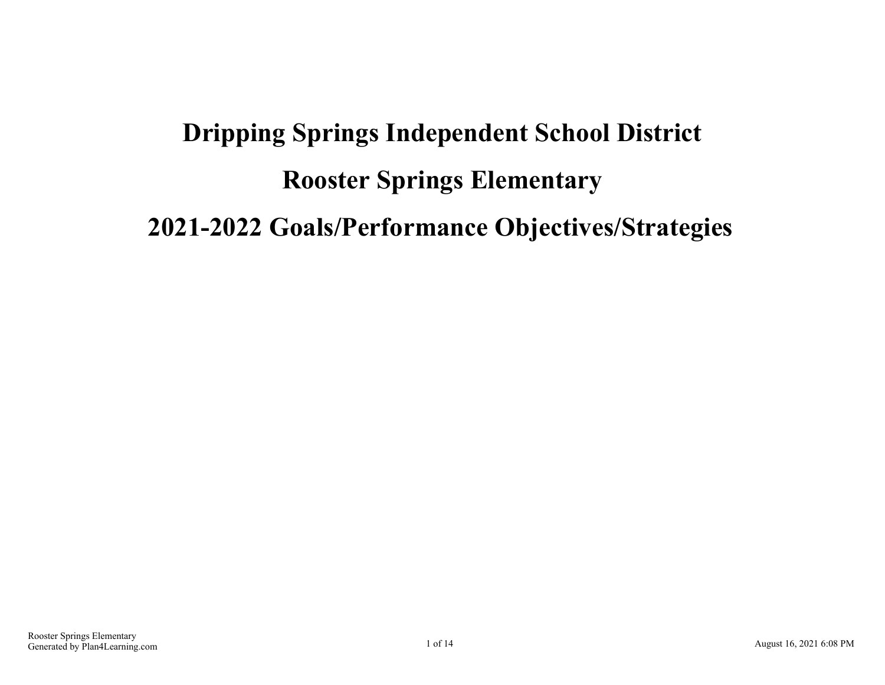# Dripping Springs Independent School District

# Rooster Springs Elementary

# 2021-2022 Goals/Performance Objectives/Strategies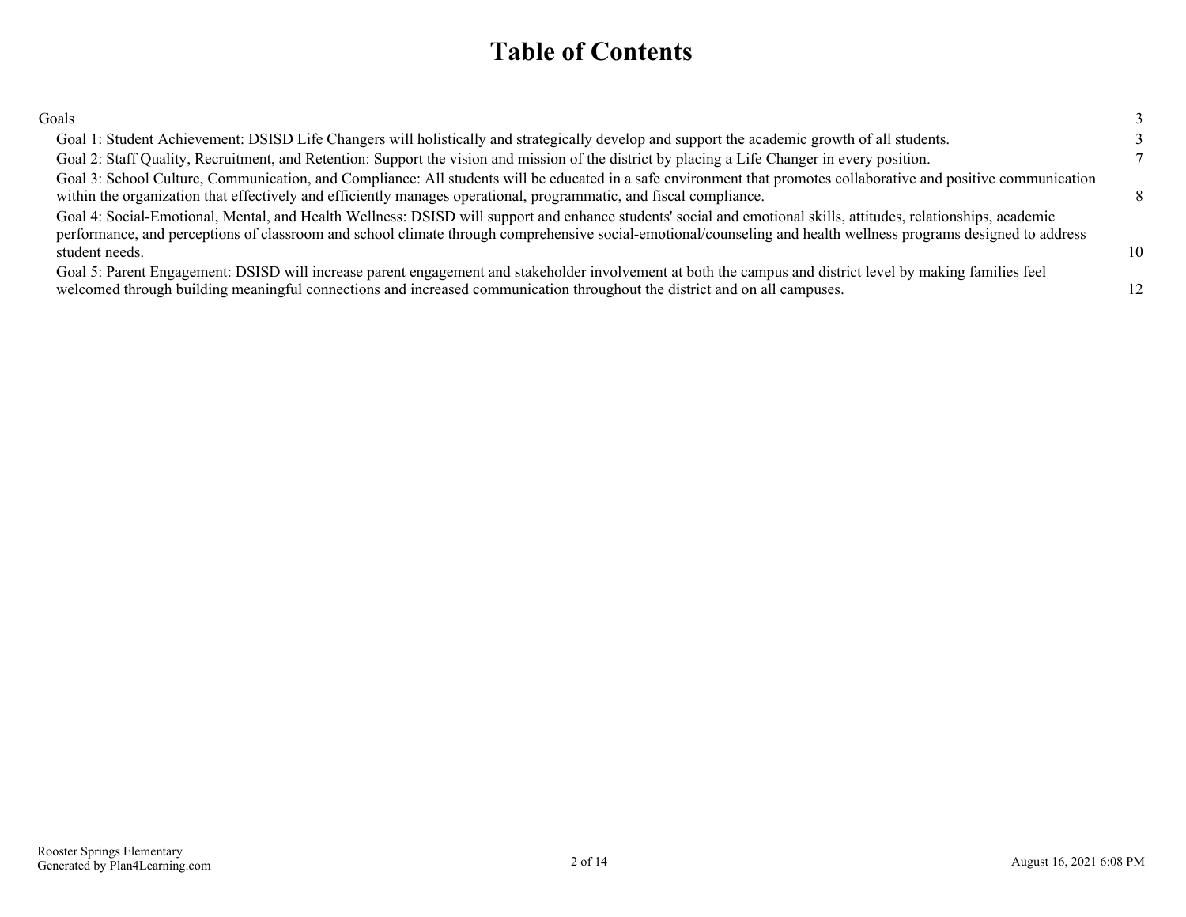# Table of Contents

| | |
|---|---|
| Goals | 3 |
| Goal 1: Student Achievement: DSISD Life Changers will holistically and strategically develop and support the academic growth of all students. | 3 |
| Goal 2: Staff Quality, Recruitment, and Retention: Support the vision and mission of the district by placing a Life Changer in every position. | 7 |
| Goal 3: School Culture, Communication, and Compliance: All students will be educated in a safe environment that promotes collaborative and positive communication within the organization that effectively and efficiently manages operational, programmatic, and fiscal compliance. | 8 |
| Goal 4: Social-Emotional, Mental, and Health Wellness: DSISD will support and enhance students' social and emotional skills, attitudes, relationships, academic performance, and perceptions of classroom and school climate through comprehensive social-emotional/counseling and health wellness programs designed to address student needs. | 10 |
| Goal 5: Parent Engagement: DSISD will increase parent engagement and stakeholder involvement at both the campus and district level by making families feel welcomed through building meaningful connections and increased communication throughout the district and on all campuses. | 12 |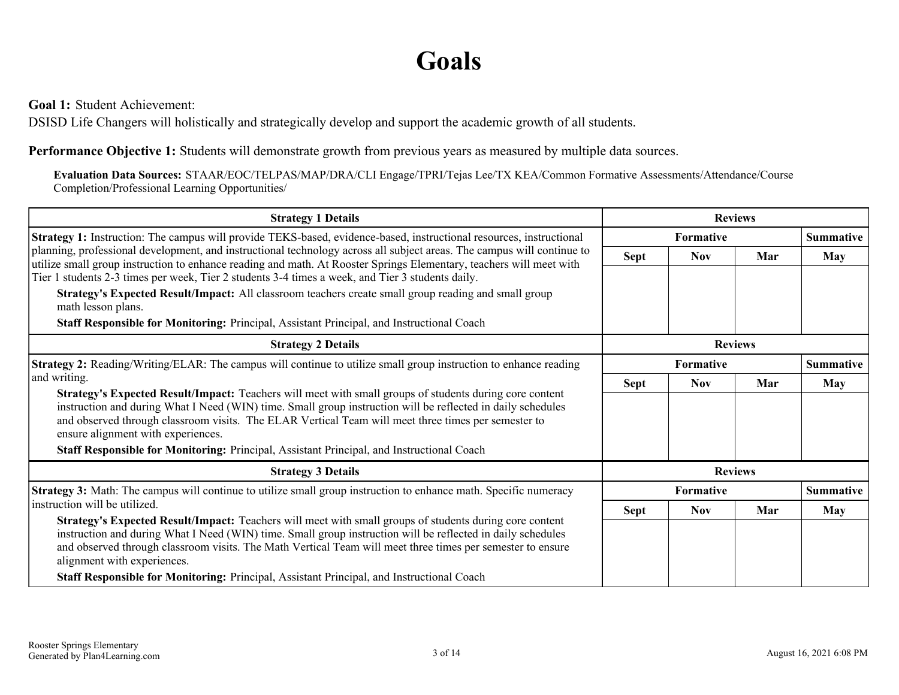# Goals

**Goal 1:** Student Achievement:
DSISD Life Changers will holistically and strategically develop and support the academic growth of all students.

**Performance Objective 1:** Students will demonstrate growth from previous years as measured by multiple data sources.

**Evaluation Data Sources:** STAAR/EOC/TELPAS/MAP/DRA/CLI Engage/TPRI/Tejas Lee/TX KEA/Common Formative Assessments/Attendance/Course Completion/Professional Learning Opportunities/

| Strategy 1 Details | Reviews | | | |
|---|---|---|---|---|
| | Formative | | | Summative |
| | Sept | Nov | Mar | May |
| **Strategy 1:** Instruction: The campus will provide TEKS-based, evidence-based, instructional resources, instructional planning, professional development, and instructional technology across all subject areas. The campus will continue to utilize small group instruction to enhance reading and math. At Rooster Springs Elementary, teachers will meet with Tier 1 students 2-3 times per week, Tier 2 students 3-4 times a week, and Tier 3 students daily.<br>**Strategy's Expected Result/Impact:** All classroom teachers create small group reading and small group math lesson plans.<br>**Staff Responsible for Monitoring:** Principal, Assistant Principal, and Instructional Coach | | | | |

| Strategy 2 Details | Reviews | | | |
|---|---|---|---|---|
| | Formative | | | Summative |
| | Sept | Nov | Mar | May |
| **Strategy 2:** Reading/Writing/ELAR: The campus will continue to utilize small group instruction to enhance reading and writing.<br>**Strategy's Expected Result/Impact:** Teachers will meet with small groups of students during core content instruction and during What I Need (WIN) time. Small group instruction will be reflected in daily schedules and observed through classroom visits. The ELAR Vertical Team will meet three times per semester to ensure alignment with experiences.<br>**Staff Responsible for Monitoring:** Principal, Assistant Principal, and Instructional Coach | | | | |

| Strategy 3 Details | Reviews | | | |
|---|---|---|---|---|
| | Formative | | | Summative |
| | Sept | Nov | Mar | May |
| **Strategy 3:** Math: The campus will continue to utilize small group instruction to enhance math. Specific numeracy instruction will be utilized.<br>**Strategy's Expected Result/Impact:** Teachers will meet with small groups of students during core content instruction and during What I Need (WIN) time. Small group instruction will be reflected in daily schedules and observed through classroom visits. The Math Vertical Team will meet three times per semester to ensure alignment with experiences.<br>**Staff Responsible for Monitoring:** Principal, Assistant Principal, and Instructional Coach | | | | |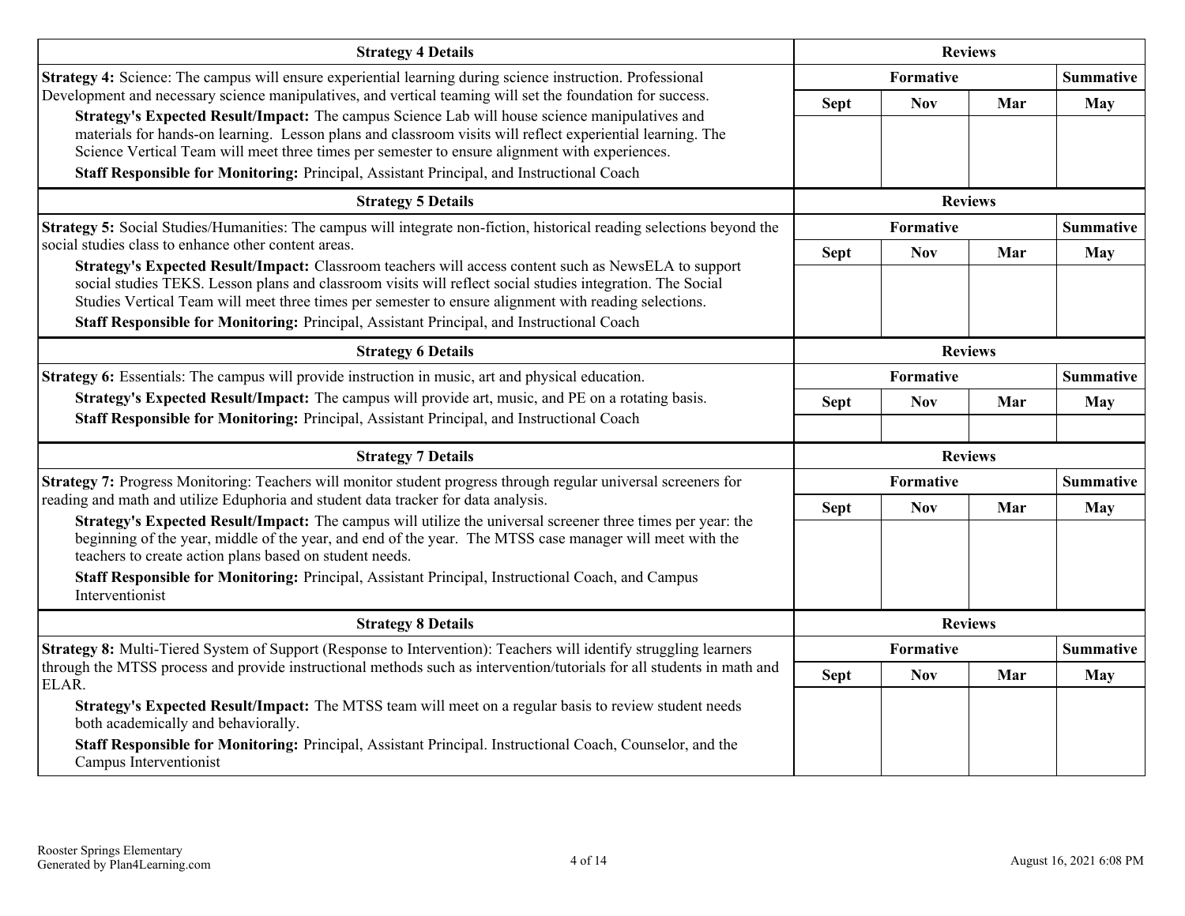| Strategy 4 Details | Reviews | | | |
|---|---|---|---|---|
| | Formative | | | Summative |
| **Strategy 4:** Science: The campus will ensure experiential learning during science instruction. Professional Development and necessary science manipulatives, and vertical teaming will set the foundation for success.<br>**Strategy's Expected Result/Impact:** The campus Science Lab will house science manipulatives and materials for hands-on learning. Lesson plans and classroom visits will reflect experiential learning. The Science Vertical Team will meet three times per semester to ensure alignment with experiences.<br>**Staff Responsible for Monitoring:** Principal, Assistant Principal, and Instructional Coach | Sept | Nov | Mar | May |
| | | | | |

| Strategy 5 Details | Reviews | | | |
|---|---|---|---|---|
| | Formative | | | Summative |
| **Strategy 5:** Social Studies/Humanities: The campus will integrate non-fiction, historical reading selections beyond the social studies class to enhance other content areas.<br>**Strategy's Expected Result/Impact:** Classroom teachers will access content such as NewsELA to support social studies TEKS. Lesson plans and classroom visits will reflect social studies integration. The Social Studies Vertical Team will meet three times per semester to ensure alignment with reading selections.<br>**Staff Responsible for Monitoring:** Principal, Assistant Principal, and Instructional Coach | Sept | Nov | Mar | May |
| | | | | |

| Strategy 6 Details | Reviews | | | |
|---|---|---|---|---|
| | Formative | | | Summative |
| **Strategy 6:** Essentials: The campus will provide instruction in music, art and physical education.<br>**Strategy's Expected Result/Impact:** The campus will provide art, music, and PE on a rotating basis.<br>**Staff Responsible for Monitoring:** Principal, Assistant Principal, and Instructional Coach | Sept | Nov | Mar | May |
| | | | | |

| Strategy 7 Details | Reviews | | | |
|---|---|---|---|---|
| | Formative | | | Summative |
| **Strategy 7:** Progress Monitoring: Teachers will monitor student progress through regular universal screeners for reading and math and utilize Eduphoria and student data tracker for data analysis.<br>**Strategy's Expected Result/Impact:** The campus will utilize the universal screener three times per year: the beginning of the year, middle of the year, and end of the year. The MTSS case manager will meet with the teachers to create action plans based on student needs.<br>**Staff Responsible for Monitoring:** Principal, Assistant Principal, Instructional Coach, and Campus Interventionist | Sept | Nov | Mar | May |
| | | | | |

| Strategy 8 Details | Reviews | | | |
|---|---|---|---|---|
| | Formative | | | Summative |
| **Strategy 8:** Multi-Tiered System of Support (Response to Intervention): Teachers will identify struggling learners through the MTSS process and provide instructional methods such as intervention/tutorials for all students in math and ELAR.<br>**Strategy's Expected Result/Impact:** The MTSS team will meet on a regular basis to review student needs both academically and behaviorally.<br>**Staff Responsible for Monitoring:** Principal, Assistant Principal. Instructional Coach, Counselor, and the Campus Interventionist | Sept | Nov | Mar | May |
| | | | | |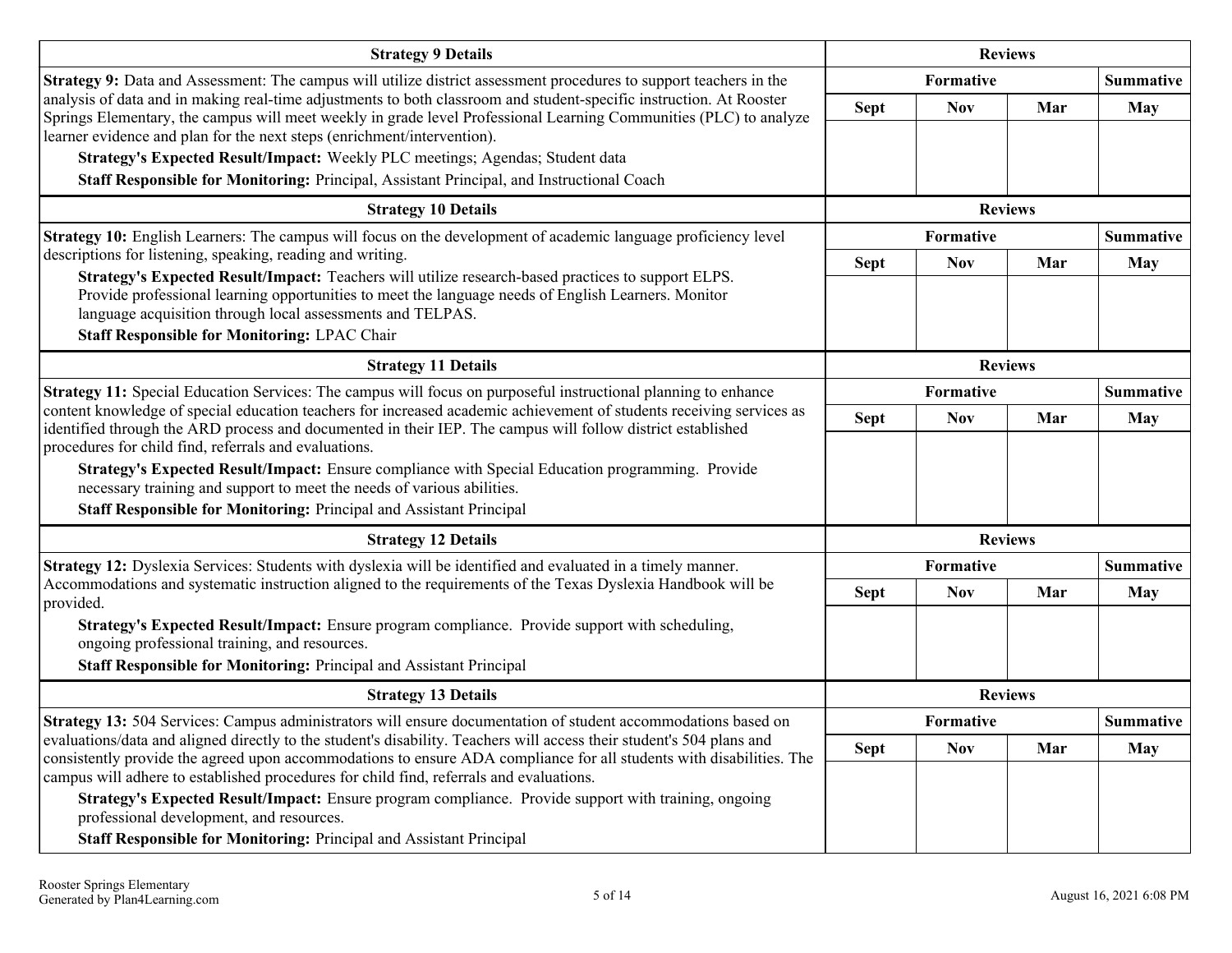| Strategy 9 Details | Reviews | | | |
|---|---|---|---|---|
| **Strategy 9:** Data and Assessment: The campus will utilize district assessment procedures to support teachers in the analysis of data and in making real-time adjustments to both classroom and student-specific instruction. At Rooster Springs Elementary, the campus will meet weekly in grade level Professional Learning Communities (PLC) to analyze learner evidence and plan for the next steps (enrichment/intervention). | Formative | | | Summative |
| **Strategy's Expected Result/Impact:** Weekly PLC meetings; Agendas; Student data<br>**Staff Responsible for Monitoring:** Principal, Assistant Principal, and Instructional Coach | Sept | Nov | Mar | May |
| | | | | |

| Strategy 10 Details | Reviews | | | |
|---|---|---|---|---|
| **Strategy 10:** English Learners: The campus will focus on the development of academic language proficiency level descriptions for listening, speaking, reading and writing. | Formative | | | Summative |
| **Strategy's Expected Result/Impact:** Teachers will utilize research-based practices to support ELPS. Provide professional learning opportunities to meet the language needs of English Learners. Monitor language acquisition through local assessments and TELPAS.<br>**Staff Responsible for Monitoring:** LPAC Chair | Sept | Nov | Mar | May |
| | | | | |

| Strategy 11 Details | Reviews | | | |
|---|---|---|---|---|
| **Strategy 11:** Special Education Services: The campus will focus on purposeful instructional planning to enhance content knowledge of special education teachers for increased academic achievement of students receiving services as identified through the ARD process and documented in their IEP. The campus will follow district established procedures for child find, referrals and evaluations. | Formative | | | Summative |
| **Strategy's Expected Result/Impact:** Ensure compliance with Special Education programming. Provide necessary training and support to meet the needs of various abilities.<br>**Staff Responsible for Monitoring:** Principal and Assistant Principal | Sept | Nov | Mar | May |
| | | | | |

| Strategy 12 Details | Reviews | | | |
|---|---|---|---|---|
| **Strategy 12:** Dyslexia Services: Students with dyslexia will be identified and evaluated in a timely manner. Accommodations and systematic instruction aligned to the requirements of the Texas Dyslexia Handbook will be provided. | Formative | | | Summative |
| **Strategy's Expected Result/Impact:** Ensure program compliance. Provide support with scheduling, ongoing professional training, and resources.<br>**Staff Responsible for Monitoring:** Principal and Assistant Principal | Sept | Nov | Mar | May |
| | | | | |

| Strategy 13 Details | Reviews | | | |
|---|---|---|---|---|
| **Strategy 13:** 504 Services: Campus administrators will ensure documentation of student accommodations based on evaluations/data and aligned directly to the student's disability. Teachers will access their student's 504 plans and consistently provide the agreed upon accommodations to ensure ADA compliance for all students with disabilities. The campus will adhere to established procedures for child find, referrals and evaluations. | Formative | | | Summative |
| **Strategy's Expected Result/Impact:** Ensure program compliance. Provide support with training, ongoing professional development, and resources.<br>**Staff Responsible for Monitoring:** Principal and Assistant Principal | Sept | Nov | Mar | May |
| | | | | |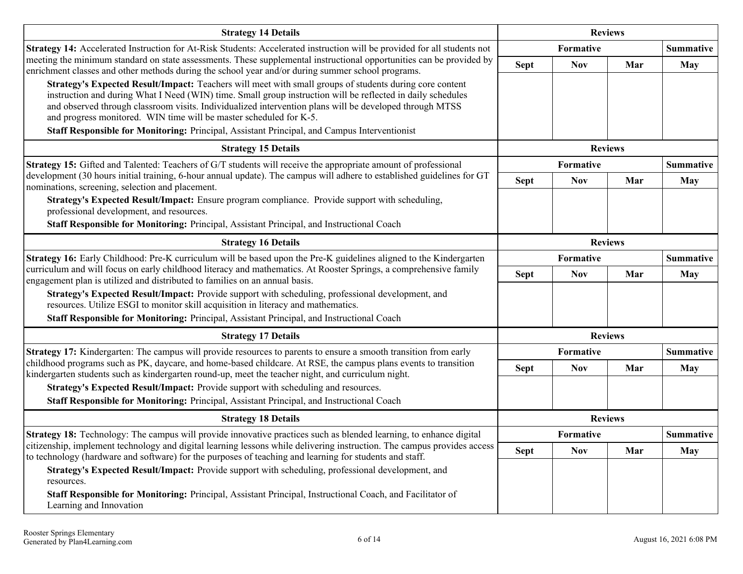| Strategy 14 Details | Reviews | | | |
|---|---|---|---|---|
| **Strategy 14:** Accelerated Instruction for At-Risk Students: Accelerated instruction will be provided for all students not meeting the minimum standard on state assessments. These supplemental instructional opportunities can be provided by enrichment classes and other methods during the school year and/or during summer school programs. | Formative | | | Summative |
| **Strategy's Expected Result/Impact:** Teachers will meet with small groups of students during core content instruction and during What I Need (WIN) time. Small group instruction will be reflected in daily schedules and observed through classroom visits. Individualized intervention plans will be developed through MTSS and progress monitored. WIN time will be master scheduled for K-5. **Staff Responsible for Monitoring:** Principal, Assistant Principal, and Campus Interventionist | Sept | Nov | Mar | May |

| Strategy 15 Details | Reviews | | | |
|---|---|---|---|---|
| **Strategy 15:** Gifted and Talented: Teachers of G/T students will receive the appropriate amount of professional development (30 hours initial training, 6-hour annual update). The campus will adhere to established guidelines for GT nominations, screening, selection and placement. | Formative | | | Summative |
| **Strategy's Expected Result/Impact:** Ensure program compliance. Provide support with scheduling, professional development, and resources. **Staff Responsible for Monitoring:** Principal, Assistant Principal, and Instructional Coach | Sept | Nov | Mar | May |

| Strategy 16 Details | Reviews | | | |
|---|---|---|---|---|
| **Strategy 16:** Early Childhood: Pre-K curriculum will be based upon the Pre-K guidelines aligned to the Kindergarten curriculum and will focus on early childhood literacy and mathematics. At Rooster Springs, a comprehensive family engagement plan is utilized and distributed to families on an annual basis. | Formative | | | Summative |
| **Strategy's Expected Result/Impact:** Provide support with scheduling, professional development, and resources. Utilize ESGI to monitor skill acquisition in literacy and mathematics. **Staff Responsible for Monitoring:** Principal, Assistant Principal, and Instructional Coach | Sept | Nov | Mar | May |

| Strategy 17 Details | Reviews | | | |
|---|---|---|---|---|
| **Strategy 17:** Kindergarten: The campus will provide resources to parents to ensure a smooth transition from early childhood programs such as PK, daycare, and home-based childcare. At RSE, the campus plans events to transition kindergarten students such as kindergarten round-up, meet the teacher night, and curriculum night. | Formative | | | Summative |
| **Strategy's Expected Result/Impact:** Provide support with scheduling and resources. **Staff Responsible for Monitoring:** Principal, Assistant Principal, and Instructional Coach | Sept | Nov | Mar | May |

| Strategy 18 Details | Reviews | | | |
|---|---|---|---|---|
| **Strategy 18:** Technology: The campus will provide innovative practices such as blended learning, to enhance digital citizenship, implement technology and digital learning lessons while delivering instruction. The campus provides access to technology (hardware and software) for the purposes of teaching and learning for students and staff. | Formative | | | Summative |
| **Strategy's Expected Result/Impact:** Provide support with scheduling, professional development, and resources. **Staff Responsible for Monitoring:** Principal, Assistant Principal, Instructional Coach, and Facilitator of Learning and Innovation | Sept | Nov | Mar | May |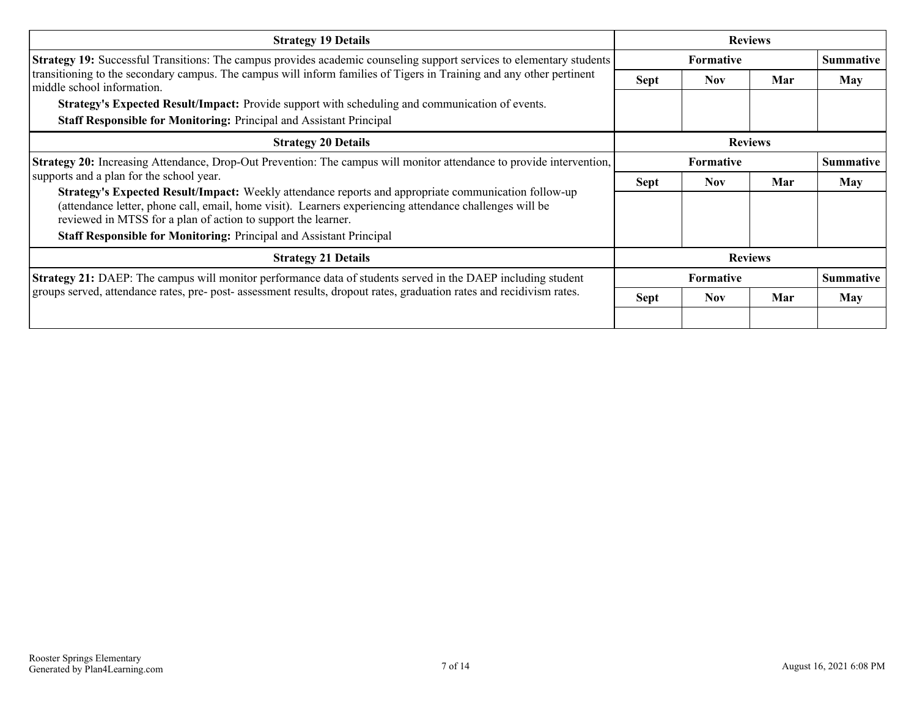| Strategy 19 Details | Reviews | | | |
|---|---|---|---|---|
| **Strategy 19:** Successful Transitions: The campus provides academic counseling support services to elementary students transitioning to the secondary campus. The campus will inform families of Tigers in Training and any other pertinent middle school information. | Formative | | | Summative |
| **Strategy's Expected Result/Impact:** Provide support with scheduling and communication of events. **Staff Responsible for Monitoring:** Principal and Assistant Principal | Sept | Nov | Mar | May |
| | | | | |

| Strategy 20 Details | Reviews | | | |
|---|---|---|---|---|
| **Strategy 20:** Increasing Attendance, Drop-Out Prevention: The campus will monitor attendance to provide intervention, supports and a plan for the school year. | Formative | | | Summative |
| **Strategy's Expected Result/Impact:** Weekly attendance reports and appropriate communication follow-up (attendance letter, phone call, email, home visit). Learners experiencing attendance challenges will be reviewed in MTSS for a plan of action to support the learner. **Staff Responsible for Monitoring:** Principal and Assistant Principal | Sept | Nov | Mar | May |
| | | | | |

| Strategy 21 Details | Reviews | | | |
|---|---|---|---|---|
| **Strategy 21:** DAEP: The campus will monitor performance data of students served in the DAEP including student groups served, attendance rates, pre- post- assessment results, dropout rates, graduation rates and recidivism rates. | Formative | | | Summative |
| | Sept | Nov | Mar | May |
| | | | | |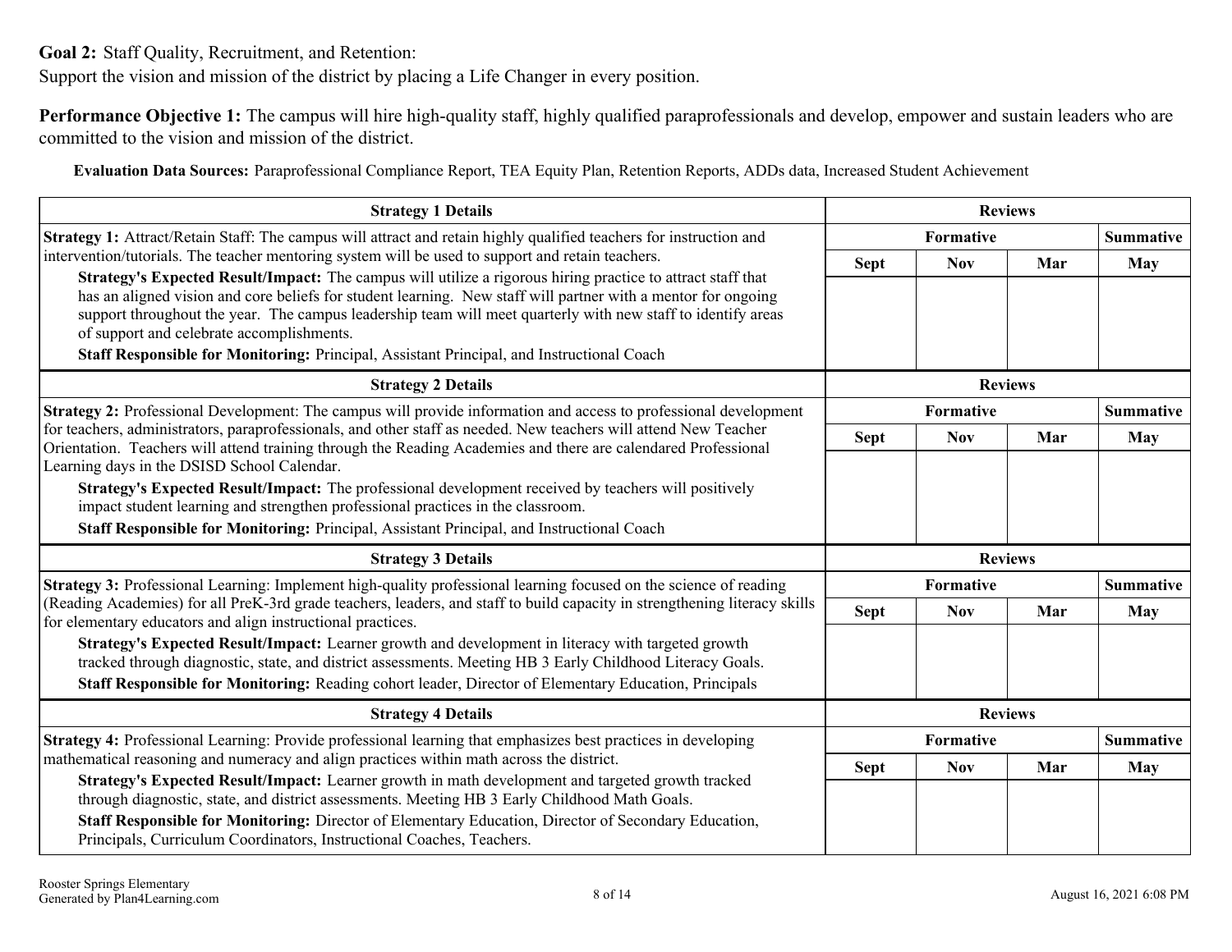**Goal 2:** Staff Quality, Recruitment, and Retention:
Support the vision and mission of the district by placing a Life Changer in every position.

**Performance Objective 1:** The campus will hire high-quality staff, highly qualified paraprofessionals and develop, empower and sustain leaders who are committed to the vision and mission of the district.

**Evaluation Data Sources:** Paraprofessional Compliance Report, TEA Equity Plan, Retention Reports, ADDs data, Increased Student Achievement

| Strategy 1 Details | Reviews | | | |
|---|---|---|---|---|
| | Formative | | | Summative |
| | Sept | Nov | Mar | May |
| **Strategy 1:** Attract/Retain Staff: The campus will attract and retain highly qualified teachers for instruction and intervention/tutorials. The teacher mentoring system will be used to support and retain teachers.<br>**Strategy's Expected Result/Impact:** The campus will utilize a rigorous hiring practice to attract staff that has an aligned vision and core beliefs for student learning. New staff will partner with a mentor for ongoing support throughout the year. The campus leadership team will meet quarterly with new staff to identify areas of support and celebrate accomplishments.<br>**Staff Responsible for Monitoring:** Principal, Assistant Principal, and Instructional Coach | | | | |

| Strategy 2 Details | Reviews | | | |
|---|---|---|---|---|
| | Formative | | | Summative |
| | Sept | Nov | Mar | May |
| **Strategy 2:** Professional Development: The campus will provide information and access to professional development for teachers, administrators, paraprofessionals, and other staff as needed. New teachers will attend New Teacher Orientation. Teachers will attend training through the Reading Academies and there are calendared Professional Learning days in the DSISD School Calendar.<br>**Strategy's Expected Result/Impact:** The professional development received by teachers will positively impact student learning and strengthen professional practices in the classroom.<br>**Staff Responsible for Monitoring:** Principal, Assistant Principal, and Instructional Coach | | | | |

| Strategy 3 Details | Reviews | | | |
|---|---|---|---|---|
| | Formative | | | Summative |
| | Sept | Nov | Mar | May |
| **Strategy 3:** Professional Learning: Implement high-quality professional learning focused on the science of reading (Reading Academies) for all PreK-3rd grade teachers, leaders, and staff to build capacity in strengthening literacy skills for elementary educators and align instructional practices.<br>**Strategy's Expected Result/Impact:** Learner growth and development in literacy with targeted growth tracked through diagnostic, state, and district assessments. Meeting HB 3 Early Childhood Literacy Goals.<br>**Staff Responsible for Monitoring:** Reading cohort leader, Director of Elementary Education, Principals | | | | |

| Strategy 4 Details | Reviews | | | |
|---|---|---|---|---|
| | Formative | | | Summative |
| | Sept | Nov | Mar | May |
| **Strategy 4:** Professional Learning: Provide professional learning that emphasizes best practices in developing mathematical reasoning and numeracy and align practices within math across the district.<br>**Strategy's Expected Result/Impact:** Learner growth in math development and targeted growth tracked through diagnostic, state, and district assessments. Meeting HB 3 Early Childhood Math Goals.<br>**Staff Responsible for Monitoring:** Director of Elementary Education, Director of Secondary Education, Principals, Curriculum Coordinators, Instructional Coaches, Teachers. | | | | |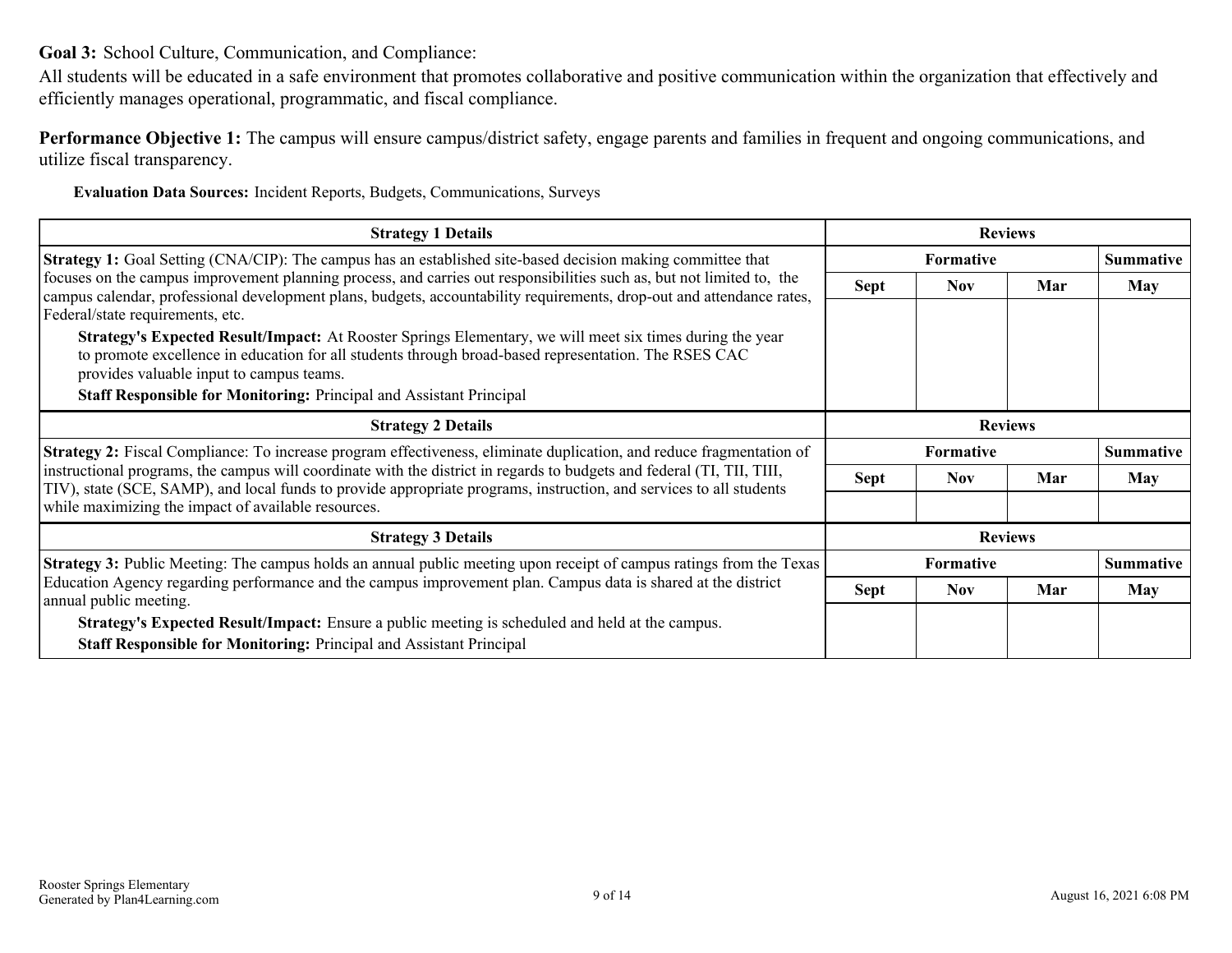**Goal 3:** School Culture, Communication, and Compliance:

All students will be educated in a safe environment that promotes collaborative and positive communication within the organization that effectively and efficiently manages operational, programmatic, and fiscal compliance.

**Performance Objective 1:** The campus will ensure campus/district safety, engage parents and families in frequent and ongoing communications, and utilize fiscal transparency.

**Evaluation Data Sources:** Incident Reports, Budgets, Communications, Surveys

| Strategy 1 Details | Reviews | | | |
|---|---|---|---|---|
| | Formative | | | Summative |
| | Sept | Nov | Mar | May |
| **Strategy 1:** Goal Setting (CNA/CIP): The campus has an established site-based decision making committee that focuses on the campus improvement planning process, and carries out responsibilities such as, but not limited to, the campus calendar, professional development plans, budgets, accountability requirements, drop-out and attendance rates, Federal/state requirements, etc. **Strategy's Expected Result/Impact:** At Rooster Springs Elementary, we will meet six times during the year to promote excellence in education for all students through broad-based representation. The RSES CAC provides valuable input to campus teams. **Staff Responsible for Monitoring:** Principal and Assistant Principal | | | | |

| Strategy 2 Details | Reviews | | | |
|---|---|---|---|---|
| | Formative | | | Summative |
| | Sept | Nov | Mar | May |
| **Strategy 2:** Fiscal Compliance: To increase program effectiveness, eliminate duplication, and reduce fragmentation of instructional programs, the campus will coordinate with the district in regards to budgets and federal (TI, TII, TIII, TIV), state (SCE, SAMP), and local funds to provide appropriate programs, instruction, and services to all students while maximizing the impact of available resources. | | | | |

| Strategy 3 Details | Reviews | | | |
|---|---|---|---|---|
| | Formative | | | Summative |
| | Sept | Nov | Mar | May |
| **Strategy 3:** Public Meeting: The campus holds an annual public meeting upon receipt of campus ratings from the Texas Education Agency regarding performance and the campus improvement plan. Campus data is shared at the district annual public meeting. **Strategy's Expected Result/Impact:** Ensure a public meeting is scheduled and held at the campus. **Staff Responsible for Monitoring:** Principal and Assistant Principal | | | | |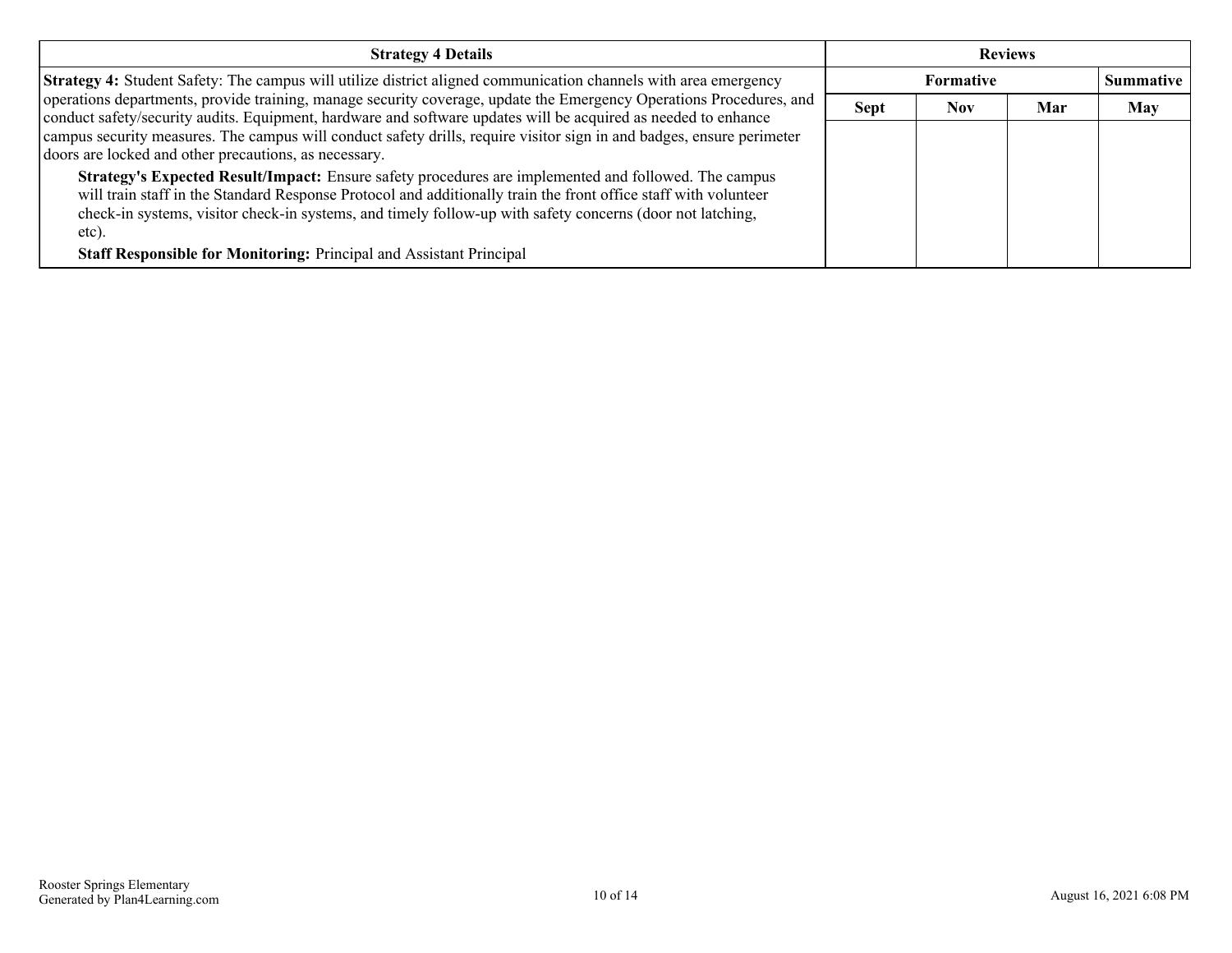| Strategy 4 Details | Reviews | | | |
|---|---|---|---|---|
| | Formative | | | Summative |
| | Sept | Nov | Mar | May |
| **Strategy 4:** Student Safety: The campus will utilize district aligned communication channels with area emergency operations departments, provide training, manage security coverage, update the Emergency Operations Procedures, and conduct safety/security audits. Equipment, hardware and software updates will be acquired as needed to enhance campus security measures. The campus will conduct safety drills, require visitor sign in and badges, ensure perimeter doors are locked and other precautions, as necessary. **Strategy's Expected Result/Impact:** Ensure safety procedures are implemented and followed. The campus will train staff in the Standard Response Protocol and additionally train the front office staff with volunteer check-in systems, visitor check-in systems, and timely follow-up with safety concerns (door not latching, etc). **Staff Responsible for Monitoring:** Principal and Assistant Principal | | | | |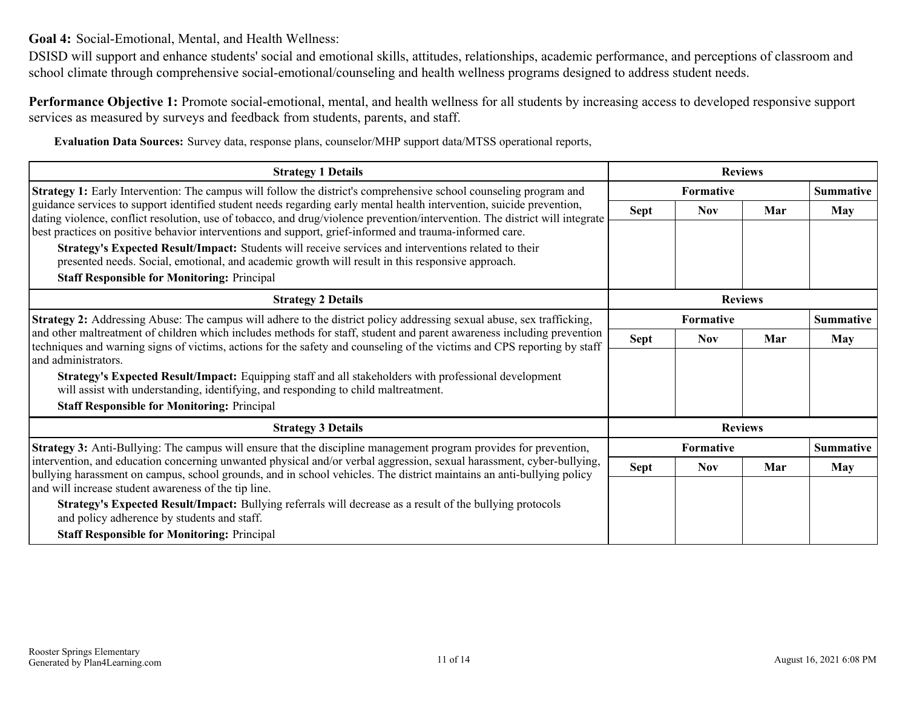**Goal 4:** Social-Emotional, Mental, and Health Wellness:

DSISD will support and enhance students' social and emotional skills, attitudes, relationships, academic performance, and perceptions of classroom and school climate through comprehensive social-emotional/counseling and health wellness programs designed to address student needs.

**Performance Objective 1:** Promote social-emotional, mental, and health wellness for all students by increasing access to developed responsive support services as measured by surveys and feedback from students, parents, and staff.

**Evaluation Data Sources:** Survey data, response plans, counselor/MHP support data/MTSS operational reports,

| Strategy 1 Details | Reviews | | | |
|---|---|---|---|---|
| | Formative | | | Summative |
| | Sept | Nov | Mar | May |
| **Strategy 1:** Early Intervention: The campus will follow the district's comprehensive school counseling program and guidance services to support identified student needs regarding early mental health intervention, suicide prevention, dating violence, conflict resolution, use of tobacco, and drug/violence prevention/intervention. The district will integrate best practices on positive behavior interventions and support, grief-informed and trauma-informed care.<br>**Strategy's Expected Result/Impact:** Students will receive services and interventions related to their presented needs. Social, emotional, and academic growth will result in this responsive approach.<br>**Staff Responsible for Monitoring:** Principal | | | | |

| Strategy 2 Details | Reviews | | | |
|---|---|---|---|---|
| | Formative | | | Summative |
| | Sept | Nov | Mar | May |
| **Strategy 2:** Addressing Abuse: The campus will adhere to the district policy addressing sexual abuse, sex trafficking, and other maltreatment of children which includes methods for staff, student and parent awareness including prevention techniques and warning signs of victims, actions for the safety and counseling of the victims and CPS reporting by staff and administrators.<br>**Strategy's Expected Result/Impact:** Equipping staff and all stakeholders with professional development will assist with understanding, identifying, and responding to child maltreatment.<br>**Staff Responsible for Monitoring:** Principal | | | | |

| Strategy 3 Details | Reviews | | | |
|---|---|---|---|---|
| | Formative | | | Summative |
| | Sept | Nov | Mar | May |
| **Strategy 3:** Anti-Bullying: The campus will ensure that the discipline management program provides for prevention, intervention, and education concerning unwanted physical and/or verbal aggression, sexual harassment, cyber-bullying, bullying harassment on campus, school grounds, and in school vehicles. The district maintains an anti-bullying policy and will increase student awareness of the tip line.<br>**Strategy's Expected Result/Impact:** Bullying referrals will decrease as a result of the bullying protocols and policy adherence by students and staff.<br>**Staff Responsible for Monitoring:** Principal | | | | |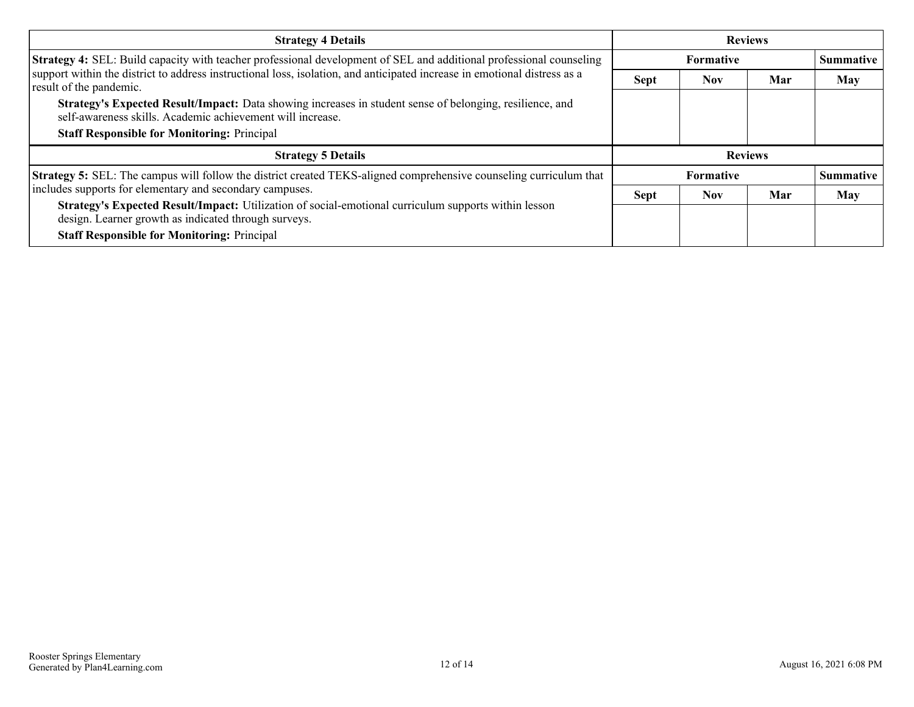| Strategy 4 Details | Reviews | | | |
|---|---|---|---|---|
| | Formative | | | Summative |
| **Strategy 4:** SEL: Build capacity with teacher professional development of SEL and additional professional counseling support within the district to address instructional loss, isolation, and anticipated increase in emotional distress as a result of the pandemic.<br>**Strategy's Expected Result/Impact:** Data showing increases in student sense of belonging, resilience, and self-awareness skills. Academic achievement will increase.<br>**Staff Responsible for Monitoring:** Principal | Sept | Nov | Mar | May |
| | | | | |

| Strategy 5 Details | Reviews | | | |
|---|---|---|---|---|
| | Formative | | | Summative |
| **Strategy 5:** SEL: The campus will follow the district created TEKS-aligned comprehensive counseling curriculum that includes supports for elementary and secondary campuses.<br>**Strategy's Expected Result/Impact:** Utilization of social-emotional curriculum supports within lesson design. Learner growth as indicated through surveys.<br>**Staff Responsible for Monitoring:** Principal | Sept | Nov | Mar | May |
| | | | | |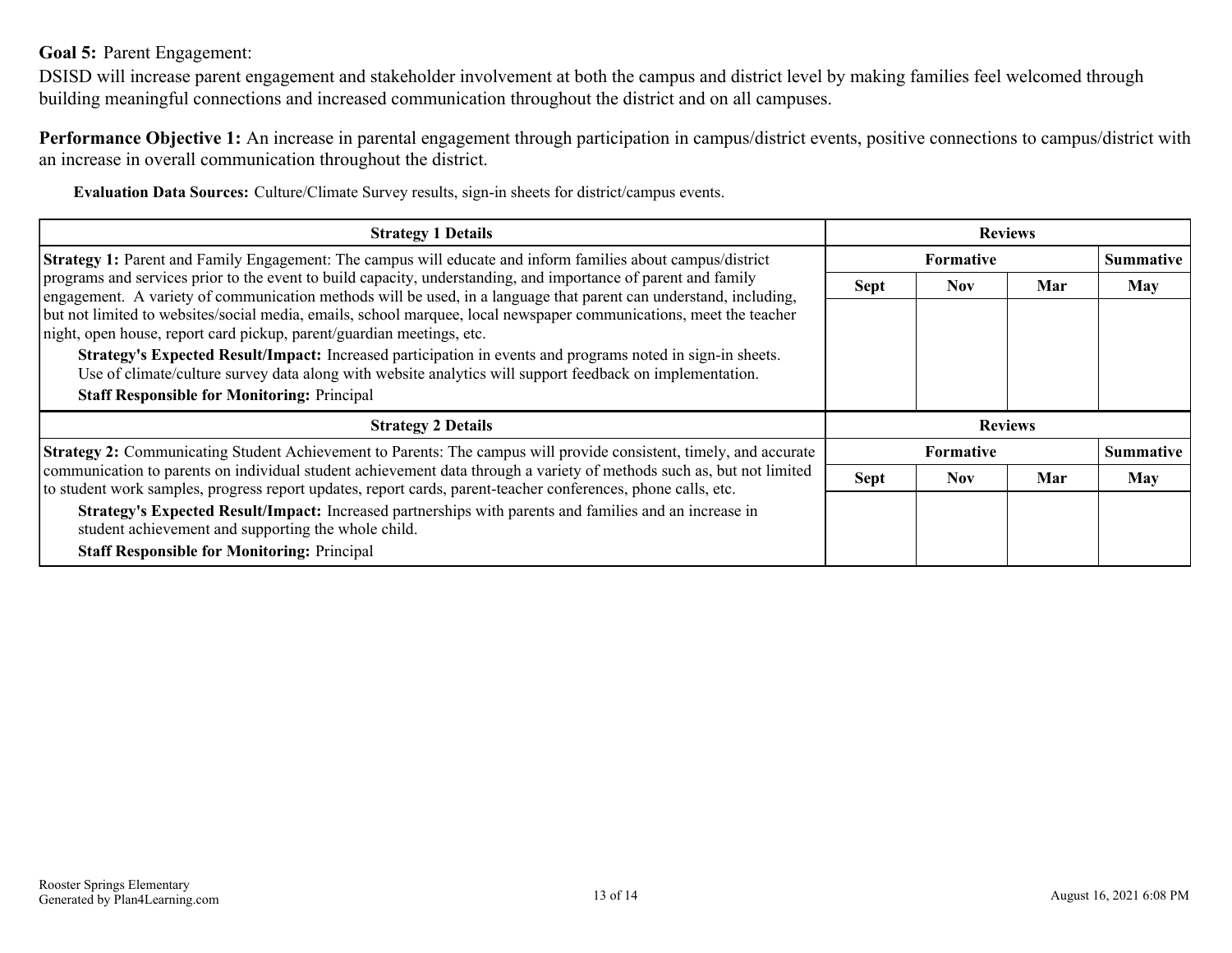**Goal 5:** Parent Engagement:

DSISD will increase parent engagement and stakeholder involvement at both the campus and district level by making families feel welcomed through building meaningful connections and increased communication throughout the district and on all campuses.

**Performance Objective 1:** An increase in parental engagement through participation in campus/district events, positive connections to campus/district with an increase in overall communication throughout the district.

**Evaluation Data Sources:** Culture/Climate Survey results, sign-in sheets for district/campus events.

| Strategy 1 Details | Reviews | | | |
|---|---|---|---|---|
| | Formative | | | Summative |
| | Sept | Nov | Mar | May |
| **Strategy 1:** Parent and Family Engagement: The campus will educate and inform families about campus/district programs and services prior to the event to build capacity, understanding, and importance of parent and family engagement. A variety of communication methods will be used, in a language that parent can understand, including, but not limited to websites/social media, emails, school marquee, local newspaper communications, meet the teacher night, open house, report card pickup, parent/guardian meetings, etc.<br>**Strategy's Expected Result/Impact:** Increased participation in events and programs noted in sign-in sheets. Use of climate/culture survey data along with website analytics will support feedback on implementation.<br>**Staff Responsible for Monitoring:** Principal | | | | |

| Strategy 2 Details | Reviews | | | |
|---|---|---|---|---|
| | Formative | | | Summative |
| | Sept | Nov | Mar | May |
| **Strategy 2:** Communicating Student Achievement to Parents: The campus will provide consistent, timely, and accurate communication to parents on individual student achievement data through a variety of methods such as, but not limited to student work samples, progress report updates, report cards, parent-teacher conferences, phone calls, etc.<br>**Strategy's Expected Result/Impact:** Increased partnerships with parents and families and an increase in student achievement and supporting the whole child.<br>**Staff Responsible for Monitoring:** Principal | | | | |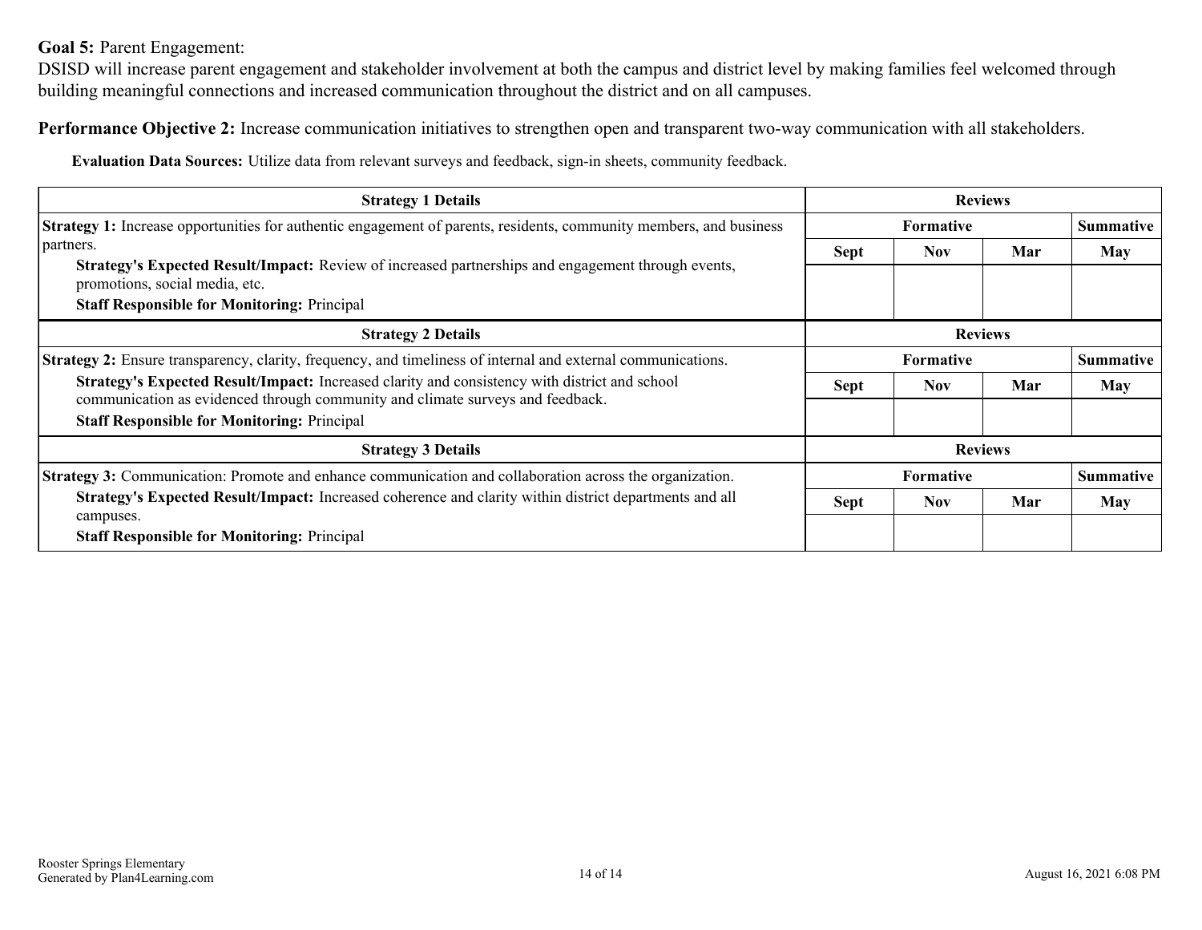**Goal 5:** Parent Engagement:
DSISD will increase parent engagement and stakeholder involvement at both the campus and district level by making families feel welcomed through building meaningful connections and increased communication throughout the district and on all campuses.

**Performance Objective 2:** Increase communication initiatives to strengthen open and transparent two-way communication with all stakeholders.

**Evaluation Data Sources:** Utilize data from relevant surveys and feedback, sign-in sheets, community feedback.

| Strategy 1 Details | Reviews | | | |
|---|---|---|---|---|
| | Formative | | | Summative |
| | Sept | Nov | Mar | May |
| **Strategy 1:** Increase opportunities for authentic engagement of parents, residents, community members, and business partners.<br>**Strategy's Expected Result/Impact:** Review of increased partnerships and engagement through events, promotions, social media, etc.<br>**Staff Responsible for Monitoring:** Principal | | | | |

| Strategy 2 Details | Reviews | | | |
|---|---|---|---|---|
| | Formative | | | Summative |
| | Sept | Nov | Mar | May |
| **Strategy 2:** Ensure transparency, clarity, frequency, and timeliness of internal and external communications.<br>**Strategy's Expected Result/Impact:** Increased clarity and consistency with district and school communication as evidenced through community and climate surveys and feedback.<br>**Staff Responsible for Monitoring:** Principal | | | | |

| Strategy 3 Details | Reviews | | | |
|---|---|---|---|---|
| | Formative | | | Summative |
| | Sept | Nov | Mar | May |
| **Strategy 3:** Communication: Promote and enhance communication and collaboration across the organization.<br>**Strategy's Expected Result/Impact:** Increased coherence and clarity within district departments and all campuses.<br>**Staff Responsible for Monitoring:** Principal | | | | |